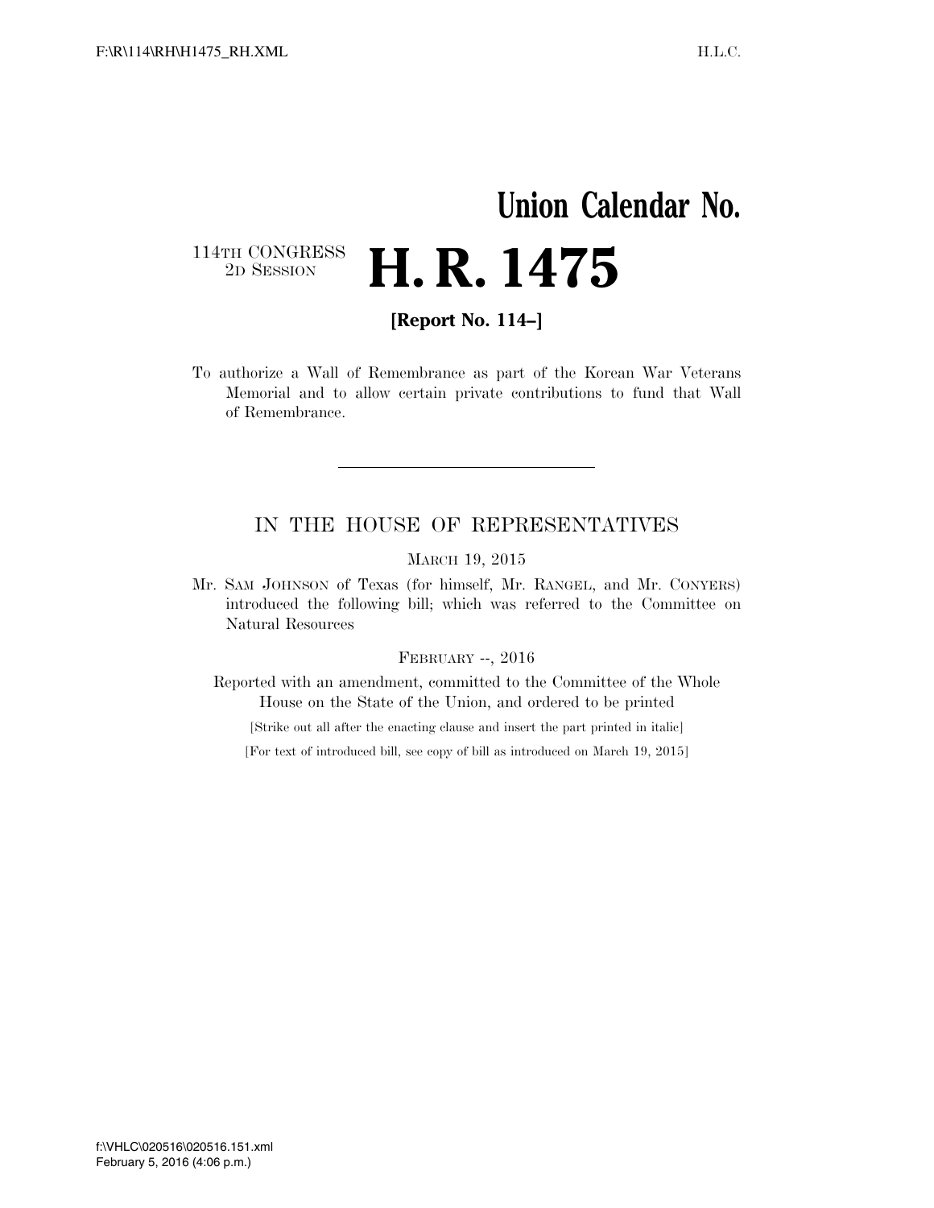# Union Calendar No.

114TH CONGRESS
2D SESSION

# H. R. 1475

**[Report No. 114–]**

To authorize a Wall of Remembrance as part of the Korean War Veterans Memorial and to allow certain private contributions to fund that Wall of Remembrance.

---

## IN THE HOUSE OF REPRESENTATIVES

MARCH 19, 2015

Mr. SAM JOHNSON of Texas (for himself, Mr. RANGEL, and Mr. CONYERS) introduced the following bill; which was referred to the Committee on Natural Resources

FEBRUARY --, 2016

Reported with an amendment, committed to the Committee of the Whole House on the State of the Union, and ordered to be printed

[Strike out all after the enacting clause and insert the part printed in italic]

[For text of introduced bill, see copy of bill as introduced on March 19, 2015]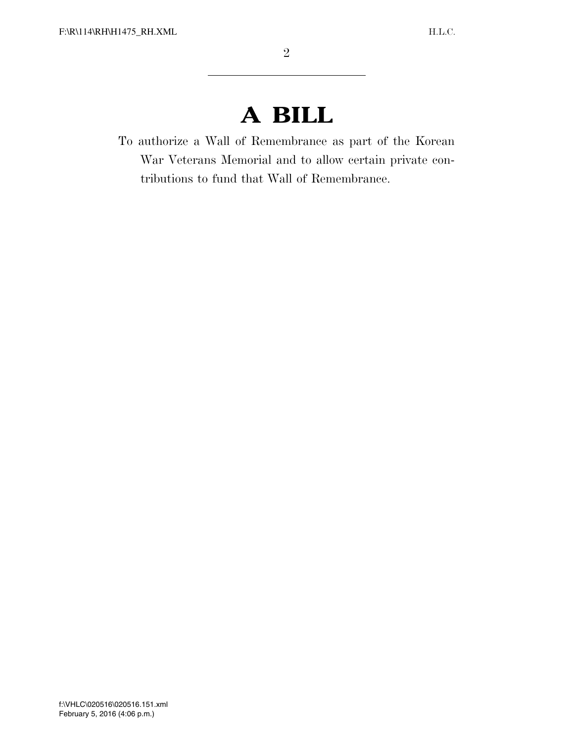# A BILL

To authorize a Wall of Remembrance as part of the Korean War Veterans Memorial and to allow certain private contributions to fund that Wall of Remembrance.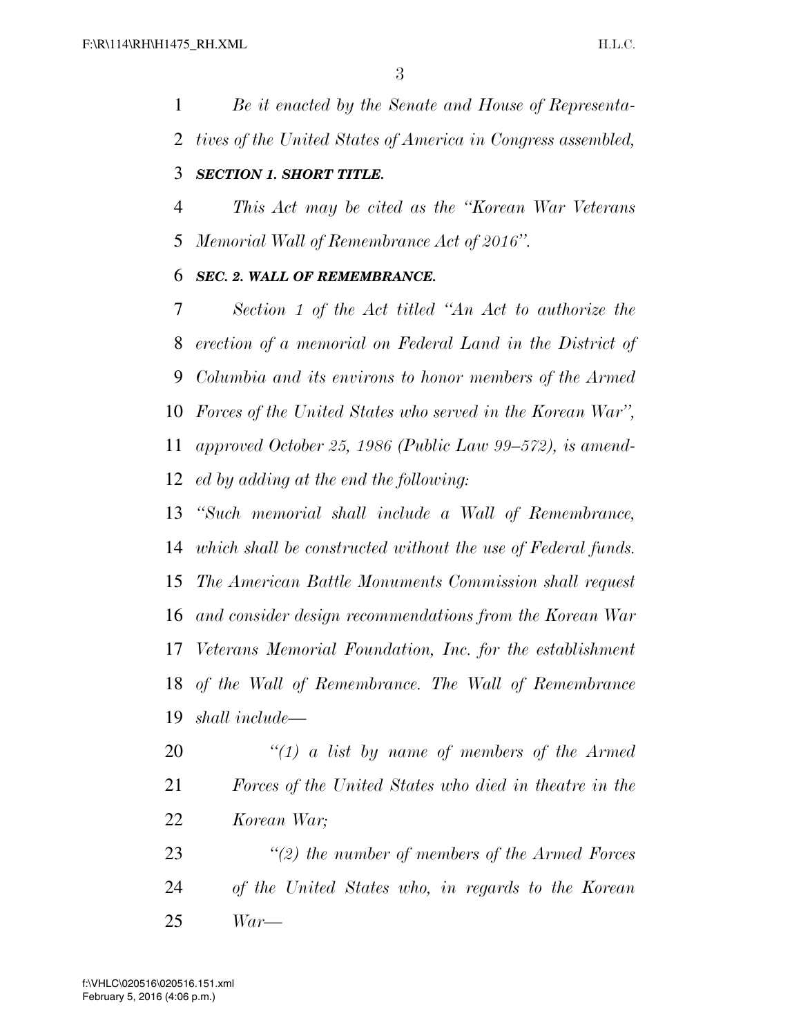*Be it enacted by the Senate and House of Representatives of the United States of America in Congress assembled,*

***SECTION 1. SHORT TITLE.***

*This Act may be cited as the "Korean War Veterans Memorial Wall of Remembrance Act of 2016".*

***SEC. 2. WALL OF REMEMBRANCE.***

*Section 1 of the Act titled "An Act to authorize the erection of a memorial on Federal Land in the District of Columbia and its environs to honor members of the Armed Forces of the United States who served in the Korean War", approved October 25, 1986 (Public Law 99–572), is amended by adding at the end the following:*

*"Such memorial shall include a Wall of Remembrance, which shall be constructed without the use of Federal funds. The American Battle Monuments Commission shall request and consider design recommendations from the Korean War Veterans Memorial Foundation, Inc. for the establishment of the Wall of Remembrance. The Wall of Remembrance shall include—*

*"(1) a list by name of members of the Armed Forces of the United States who died in theatre in the Korean War;*

*"(2) the number of members of the Armed Forces of the United States who, in regards to the Korean War—*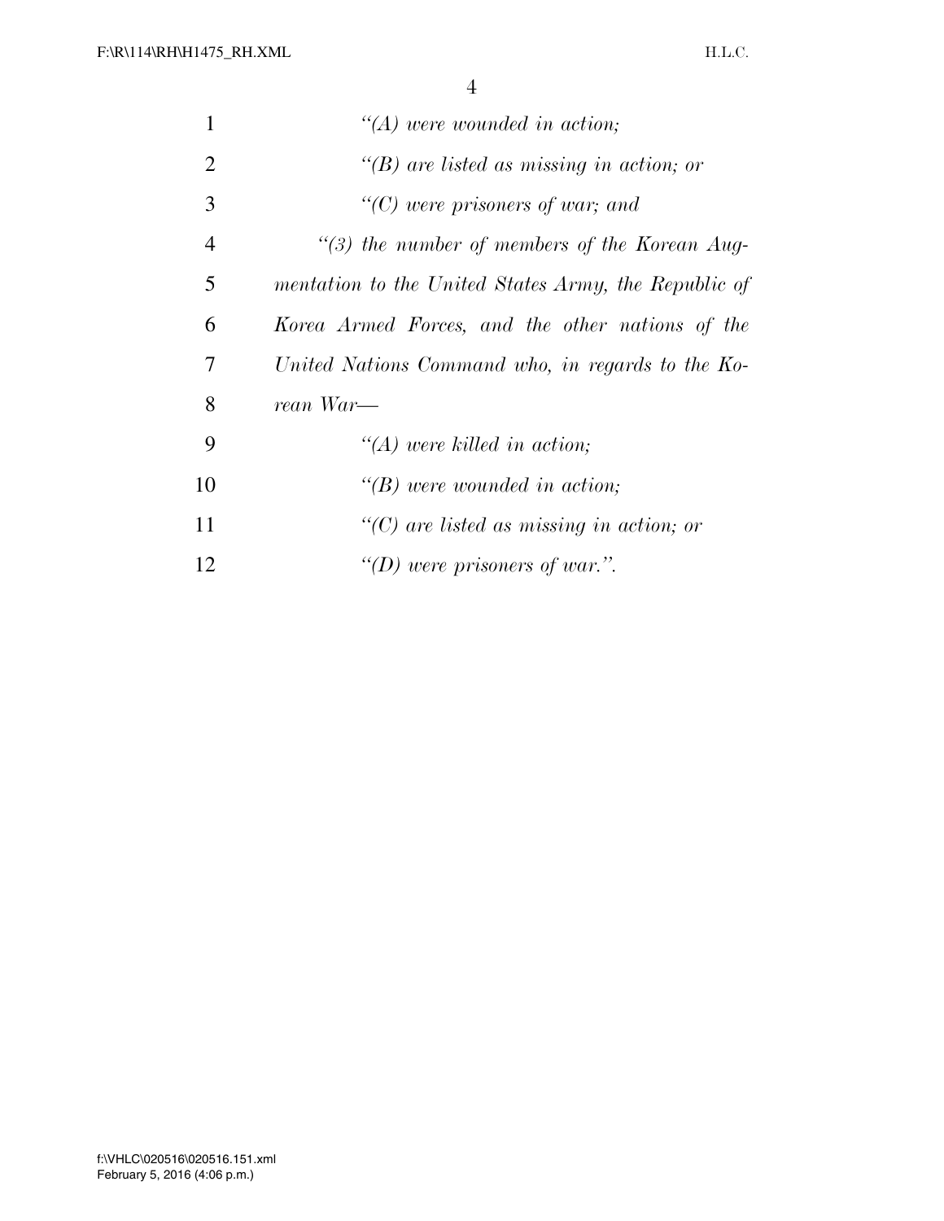*"(A) were wounded in action;*

*"(B) are listed as missing in action; or*

*"(C) were prisoners of war; and*

*"(3) the number of members of the Korean Augmentation to the United States Army, the Republic of Korea Armed Forces, and the other nations of the United Nations Command who, in regards to the Korean War—*

*"(A) were killed in action;*

*"(B) were wounded in action;*

*"(C) are listed as missing in action; or*

*"(D) were prisoners of war.".*